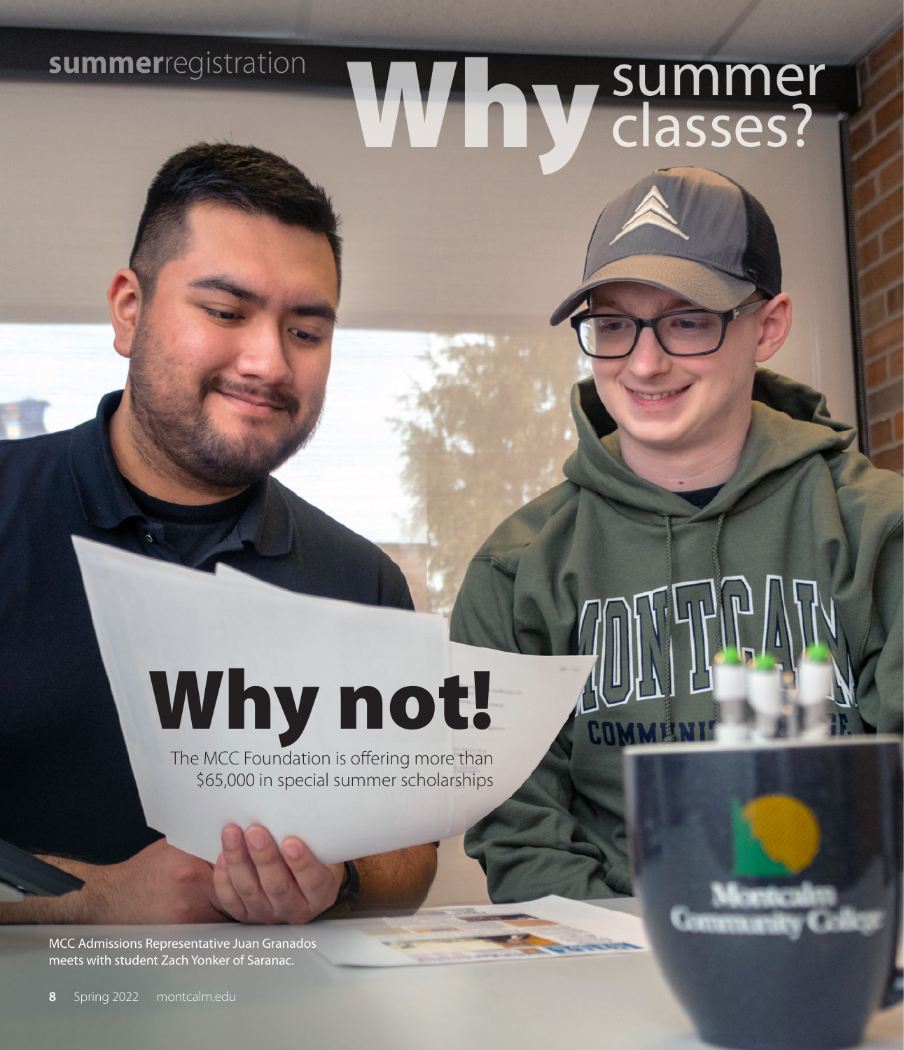**summer**registration

# Why summer classes?

# Why not!

The MCC Foundation is offering more than $65,000 in special summer scholarships

MCC Admissions Representative Juan Granados meets with student Zach Yonker of Saranac.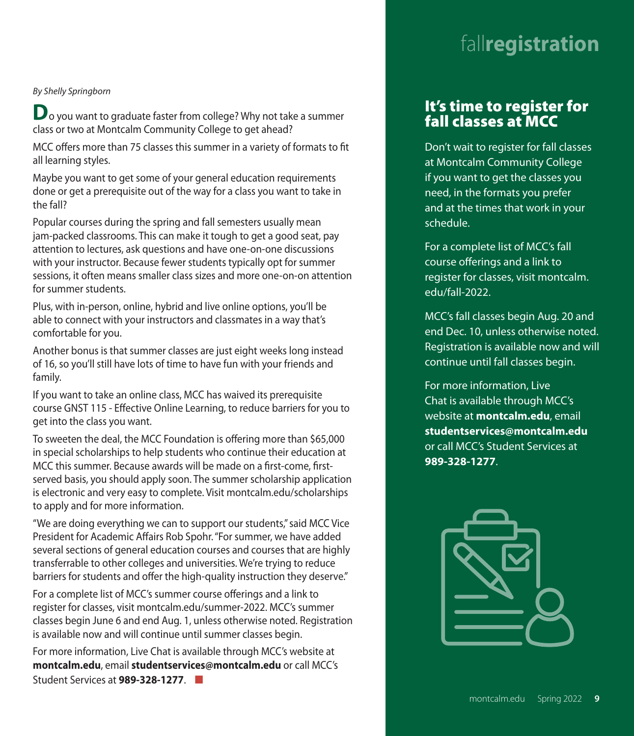*By Shelly Springborn*

Do you want to graduate faster from college? Why not take a summer class or two at Montcalm Community College to get ahead?

MCC offers more than 75 classes this summer in a variety of formats to fit all learning styles.

Maybe you want to get some of your general education requirements done or get a prerequisite out of the way for a class you want to take in the fall?

Popular courses during the spring and fall semesters usually mean jam-packed classrooms. This can make it tough to get a good seat, pay attention to lectures, ask questions and have one-on-one discussions with your instructor. Because fewer students typically opt for summer sessions, it often means smaller class sizes and more one-on-on attention for summer students.

Plus, with in-person, online, hybrid and live online options, you'll be able to connect with your instructors and classmates in a way that's comfortable for you.

Another bonus is that summer classes are just eight weeks long instead of 16, so you'll still have lots of time to have fun with your friends and family.

If you want to take an online class, MCC has waived its prerequisite course GNST 115 - Effective Online Learning, to reduce barriers for you to get into the class you want.

To sweeten the deal, the MCC Foundation is offering more than $65,000 in special scholarships to help students who continue their education at MCC this summer. Because awards will be made on a first-come, first-served basis, you should apply soon. The summer scholarship application is electronic and very easy to complete. Visit montcalm.edu/scholarships to apply and for more information.

"We are doing everything we can to support our students," said MCC Vice President for Academic Affairs Rob Spohr. "For summer, we have added several sections of general education courses and courses that are highly transferrable to other colleges and universities. We're trying to reduce barriers for students and offer the high-quality instruction they deserve."

For a complete list of MCC's summer course offerings and a link to register for classes, visit montcalm.edu/summer-2022. MCC's summer classes begin June 6 and end Aug. 1, unless otherwise noted. Registration is available now and will continue until summer classes begin.

For more information, Live Chat is available through MCC's website at **montcalm.edu**, email **studentservices@montcalm.edu** or call MCC's Student Services at **989-328-1277**.

# fall**registration**

## It's time to register for fall classes at MCC

Don't wait to register for fall classes at Montcalm Community College if you want to get the classes you need, in the formats you prefer and at the times that work in your schedule.

For a complete list of MCC's fall course offerings and a link to register for classes, visit montcalm.edu/fall-2022.

MCC's fall classes begin Aug. 20 and end Dec. 10, unless otherwise noted. Registration is available now and will continue until fall classes begin.

For more information, Live Chat is available through MCC's website at **montcalm.edu**, email **studentservices@montcalm.edu** or call MCC's Student Services at **989-328-1277**.